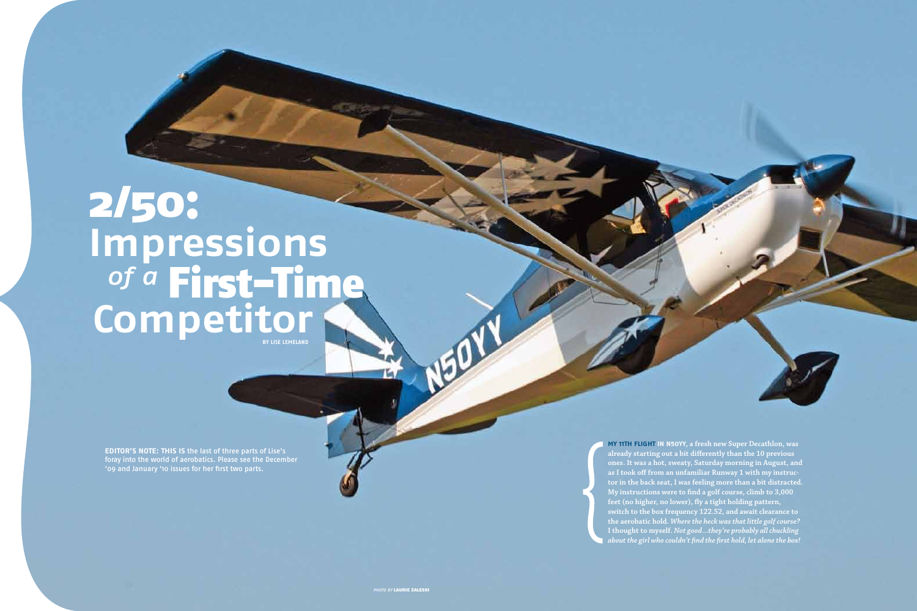# 2/50: Impressions *of a* First-Time Competitor

BY LISE LEMELAND

**EDITOR'S NOTE: THIS IS** the last of three parts of Lise's foray into the world of aerobatics. Please see the December '09 and January '10 issues for her first two parts.

**MY 11TH FLIGHT** IN N50YY, a fresh new Super Decathlon, was already starting out a bit differently than the 10 previous ones. It was a hot, sweaty, Saturday morning in August, and as I took off from an unfamiliar Runway 1 with my instructor in the back seat, I was feeling more than a bit distracted. My instructions were to find a golf course, climb to 3,000 feet (no higher, no lower), fly a tight holding pattern, switch to the box frequency 122.52, and await clearance to the aerobatic hold. *Where the heck was that little golf course?* I thought to myself. *Not good…they're probably all chuckling about the girl who couldn't find the first hold, let alone the box!*

*PHOTO BY* LAURIE ZALESKI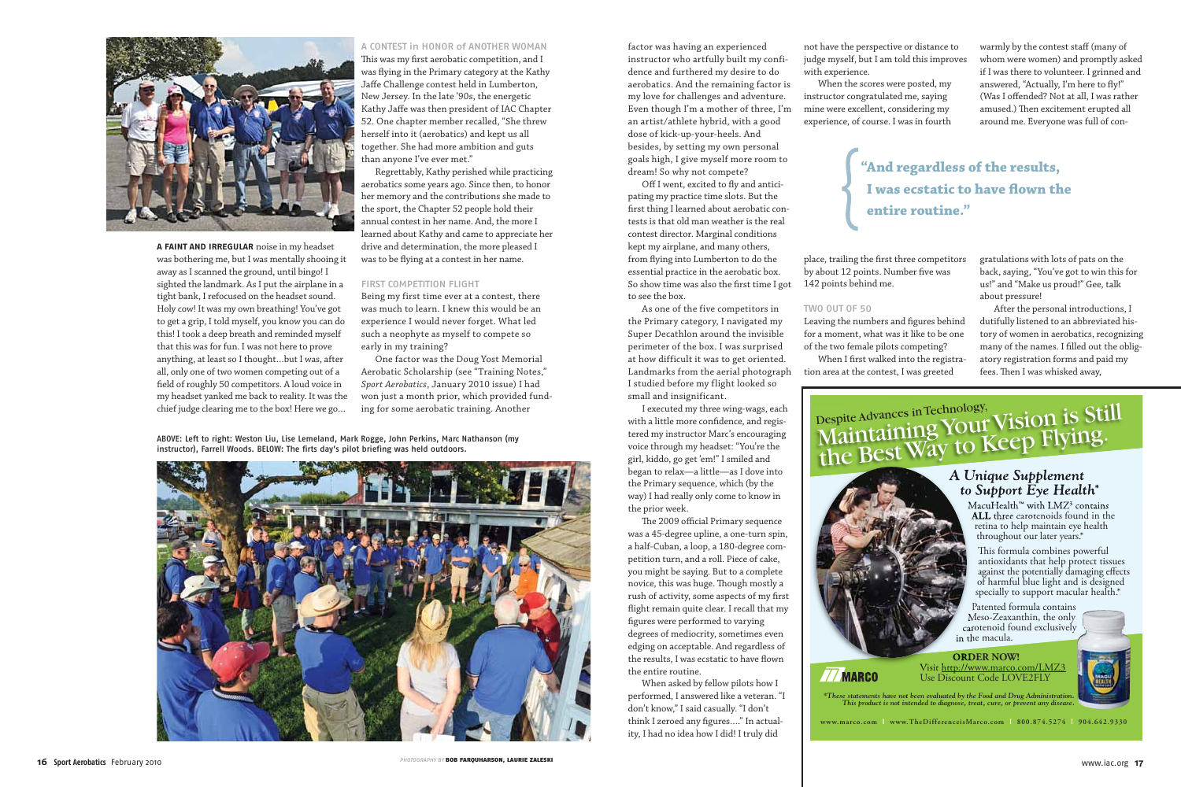**A FAINT AND IRREGULAR** noise in my headset was bothering me, but I was mentally shooing it away as I scanned the ground, until bingo! I sighted the landmark. As I put the airplane in a tight bank, I refocused on the headset sound. Holy cow! It was my own breathing! You've got to get a grip, I told myself, you know you can do this! I took a deep breath and reminded myself that this was for fun. I was not here to prove anything, at least so I thought…but I was, after all, only one of two women competing out of a field of roughly 50 competitors. A loud voice in my headset yanked me back to reality. It was the chief judge clearing me to the box! Here we go…

## A CONTEST in HONOR of ANOTHER WOMAN

This was my first aerobatic competition, and I was flying in the Primary category at the Kathy Jaffe Challenge contest held in Lumberton, New Jersey. In the late '90s, the energetic Kathy Jaffe was then president of IAC Chapter 52. One chapter member recalled, "She threw herself into it (aerobatics) and kept us all together. She had more ambition and guts than anyone I've ever met."

Regrettably, Kathy perished while practicing aerobatics some years ago. Since then, to honor her memory and the contributions she made to the sport, the Chapter 52 people hold their annual contest in her name. And, the more I learned about Kathy and came to appreciate her drive and determination, the more pleased I was to be flying at a contest in her name.

## FIRST COMPETITION FLIGHT

Being my first time ever at a contest, there was much to learn. I knew this would be an experience I would never forget. What led such a neophyte as myself to compete so early in my training?

One factor was the Doug Yost Memorial Aerobatic Scholarship (see "Training Notes," *Sport Aerobatics*, January 2010 issue) I had won just a month prior, which provided funding for some aerobatic training. Another factor was having an experienced instructor who artfully built my confidence and furthered my desire to do aerobatics. And the remaining factor is my love for challenges and adventure. Even though I'm a mother of three, I'm an artist/athlete hybrid, with a good dose of kick-up-your-heels. And besides, by setting my own personal goals high, I give myself more room to dream! So why not compete?

Off I went, excited to fly and anticipating my practice time slots. But the first thing I learned about aerobatic contests is that old man weather is the real contest director. Marginal conditions kept my airplane, and many others, from flying into Lumberton to do the essential practice in the aerobatic box. So show time was also the first time I got to see the box.

As one of the five competitors in the Primary category, I navigated my Super Decathlon around the invisible perimeter of the box. I was surprised at how difficult it was to get oriented. Landmarks from the aerial photograph I studied before my flight looked so small and insignificant.

I executed my three wing-wags, each with a little more confidence, and registered my instructor Marc's encouraging voice through my headset: "You're the girl, kiddo, go get 'em!" I smiled and began to relax—a little—as I dove into the Primary sequence, which (by the way) I had really only come to know in the prior week.

The 2009 official Primary sequence was a 45-degree upline, a one-turn spin, a half-Cuban, a loop, a 180-degree competition turn, and a roll. Piece of cake, you might be saying. But to a complete novice, this was huge. Though mostly a rush of activity, some aspects of my first flight remain quite clear. I recall that my figures were performed to varying degrees of mediocrity, sometimes even edging on acceptable. And regardless of the results, I was ecstatic to have flown the entire routine.

When asked by fellow pilots how I performed, I answered like a veteran. "I don't know," I said casually. "I don't think I zeroed any figures…." In actuality, I had no idea how I did! I truly did not have the perspective or distance to judge myself, but I am told this improves with experience.

When the scores were posted, my instructor congratulated me, saying mine were excellent, considering my experience, of course. I was in fourth place, trailing the first three competitors by about 12 points. Number five was 142 points behind me.

> **"And regardless of the results, I was ecstatic to have flown the entire routine."**

## TWO OUT OF 50

Leaving the numbers and figures behind for a moment, what was it like to be one of the two female pilots competing?

When I first walked into the registration area at the contest, I was greeted warmly by the contest staff (many of whom were women) and promptly asked if I was there to volunteer. I grinned and answered, "Actually, I'm here to fly!" (Was I offended? Not at all, I was rather amused.) Then excitement erupted all around me. Everyone was full of congratulations with lots of pats on the back, saying, "You've got to win this for us!" and "Make us proud!" Gee, talk about pressure!

After the personal introductions, I dutifully listened to an abbreviated history of women in aerobatics, recognizing many of the names. I filled out the obligatory registration forms and paid my fees. Then I was whisked away,

ABOVE: Left to right: Weston Liu, Lise Lemeland, Mark Rogge, John Perkins, Marc Nathanson (my instructor), Farrell Woods. BELOW: The firts day's pilot briefing was held outdoors.

PHOTOGRAPHY BY **BOB FARQUHARSON, LAURIE ZALESKI**

Despite Advances in Technology, Maintaining Your Vision is Still the Best Way to Keep Flying.

*A Unique Supplement to Support Eye Health\**

MacuHealth™ with LMZ³ contains **ALL** three carotenoids found in the retina to help maintain eye health throughout our later years.\*

This formula combines powerful antioxidants that help protect tissues against the potentially damaging effects of harmful blue light and is designed specially to support macular health.\*

Patented formula contains Meso-Zeaxanthin, the only carotenoid found exclusively in the macula.

**ORDER NOW!**
Visit http://www.marco.com/LMZ3
Use Discount Code LOVE2FLY

MARCO

*\*These statements have not been evaluated by the Food and Drug Administration. This product is not intended to diagnose, treat, cure, or prevent any disease.*

www.marco.com | www.TheDifferenceisMarco.com | 800.874.5274 | 904.642.9330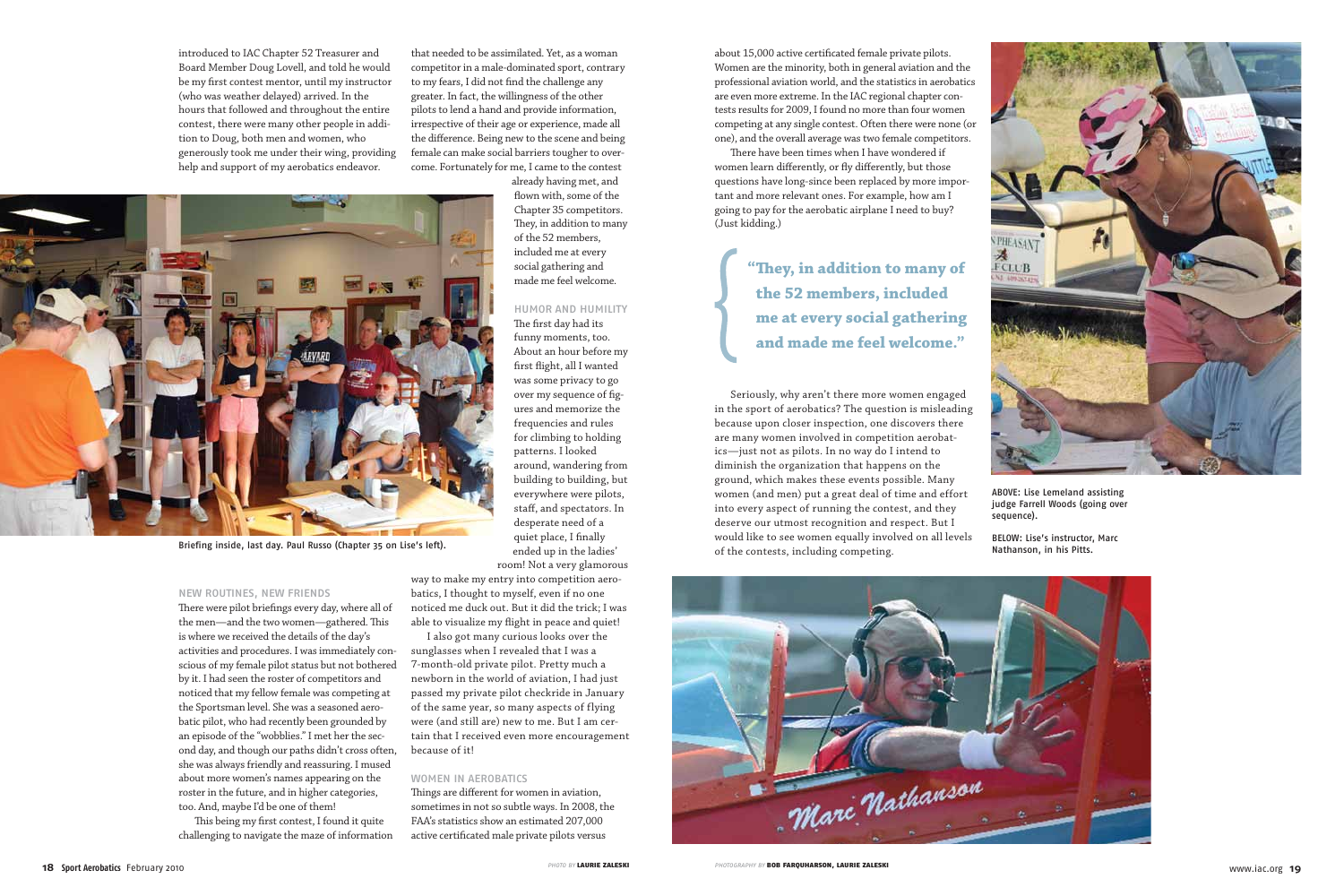introduced to IAC Chapter 52 Treasurer and Board Member Doug Lovell, and told he would be my first contest mentor, until my instructor (who was weather delayed) arrived. In the hours that followed and throughout the entire contest, there were many other people in addition to Doug, both men and women, who generously took me under their wing, providing help and support of my aerobatics endeavor.

Briefing inside, last day. Paul Russo (Chapter 35 on Lise's left).

## NEW ROUTINES, NEW FRIENDS

There were pilot briefings every day, where all of the men—and the two women—gathered. This is where we received the details of the day's activities and procedures. I was immediately conscious of my female pilot status but not bothered by it. I had seen the roster of competitors and noticed that my fellow female was competing at the Sportsman level. She was a seasoned aerobatic pilot, who had recently been grounded by an episode of the "wobblies." I met her the second day, and though our paths didn't cross often, she was always friendly and reassuring. I mused about more women's names appearing on the roster in the future, and in higher categories, too. And, maybe I'd be one of them!

This being my first contest, I found it quite challenging to navigate the maze of information that needed to be assimilated. Yet, as a woman competitor in a male-dominated sport, contrary to my fears, I did not find the challenge any greater. In fact, the willingness of the other pilots to lend a hand and provide information, irrespective of their age or experience, made all the difference. Being new to the scene and being female can make social barriers tougher to overcome. Fortunately for me, I came to the contest already having met, and flown with, some of the Chapter 35 competitors. They, in addition to many of the 52 members, included me at every social gathering and made me feel welcome.

## HUMOR AND HUMILITY

The first day had its funny moments, too. About an hour before my first flight, all I wanted was some privacy to go over my sequence of figures and memorize the frequencies and rules for climbing to holding patterns. I looked around, wandering from building to building, but everywhere were pilots, staff, and spectators. In desperate need of a quiet place, I finally ended up in the ladies' room! Not a very glamorous way to make my entry into competition aerobatics, I thought to myself, even if no one noticed me duck out. But it did the trick; I was able to visualize my flight in peace and quiet!

I also got many curious looks over the sunglasses when I revealed that I was a 7-month-old private pilot. Pretty much a newborn in the world of aviation, I had just passed my private pilot checkride in January of the same year, so many aspects of flying were (and still are) new to me. But I am certain that I received even more encouragement because of it!

## WOMEN IN AEROBATICS

Things are different for women in aviation, sometimes in not so subtle ways. In 2008, the FAA's statistics show an estimated 207,000 active certificated male private pilots versus about 15,000 active certificated female private pilots. Women are the minority, both in general aviation and the professional aviation world, and the statistics in aerobatics are even more extreme. In the IAC regional chapter contests results for 2009, I found no more than four women competing at any single contest. Often there were none (or one), and the overall average was two female competitors.

There have been times when I have wondered if women learn differently, or fly differently, but those questions have long-since been replaced by more important and more relevant ones. For example, how am I going to pay for the aerobatic airplane I need to buy? (Just kidding.)

> **"They, in addition to many of the 52 members, included me at every social gathering and made me feel welcome."**

Seriously, why aren't there more women engaged in the sport of aerobatics? The question is misleading because upon closer inspection, one discovers there are many women involved in competition aerobatics—just not as pilots. In no way do I intend to diminish the organization that happens on the ground, which makes these events possible. Many women (and men) put a great deal of time and effort into every aspect of running the contest, and they deserve our utmost recognition and respect. But I would like to see women equally involved on all levels of the contests, including competing.

ABOVE: Lise Lemeland assisting judge Farrell Woods (going over sequence).

BELOW: Lise's instructor, Marc Nathanson, in his Pitts.

PHOTO BY LAURIE ZALESKI

PHOTOGRAPHY BY BOB FARQUHARSON, LAURIE ZALESKI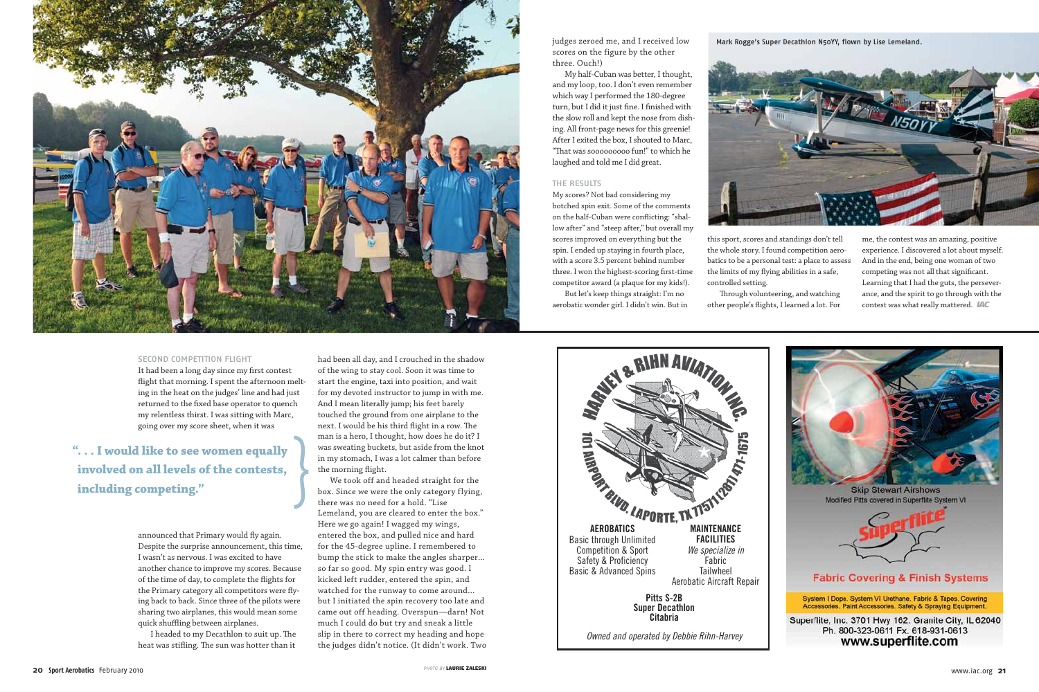### SECOND COMPETITION FLIGHT

It had been a long day since my first contest flight that morning. I spent the afternoon melting in the heat on the judges' line and had just returned to the fixed base operator to quench my relentless thirst. I was sitting with Marc, going over my score sheet, when it was announced that Primary would fly again. Despite the surprise announcement, this time, I wasn't as nervous. I was excited to have another chance to improve my scores. Because of the time of day, to complete the flights for the Primary category all competitors were flying back to back. Since three of the pilots were sharing two airplanes, this would mean some quick shuffling between airplanes.

> "...I would like to see women equally involved on all levels of the contests, including competing."

I headed to my Decathlon to suit up. The heat was stifling. The sun was hotter than it had been all day, and I crouched in the shadow of the wing to stay cool. Soon it was time to start the engine, taxi into position, and wait for my devoted instructor to jump in with me. And I mean literally jump; his feet barely touched the ground from one airplane to the next. I would be his third flight in a row. The man is a hero, I thought, how does he do it? I was sweating buckets, but aside from the knot in my stomach, I was a lot calmer than before the morning flight.

We took off and headed straight for the box. Since we were the only category flying, there was no need for a hold. "Lise Lemeland, you are cleared to enter the box." Here we go again! I wagged my wings, entered the box, and pulled nice and hard for the 45-degree upline. I remembered to bump the stick to make the angles sharper... so far so good. My spin entry was good. I kicked left rudder, entered the spin, and watched for the runway to come around... but I initiated the spin recovery too late and came out off heading. Overspun—darn! Not much I could do but try and sneak a little slip in there to correct my heading and hope the judges didn't notice. (It didn't work. Two judges zeroed me, and I received low scores on the figure by the other three. Ouch!)

My half-Cuban was better, I thought, and my loop, too. I don't even remember which way I performed the 180-degree turn, but I did it just fine. I finished with the slow roll and kept the nose from dishing. All front-page news for this greenie! After I exited the box, I shouted to Marc, "That was soooooooo fun!" to which he laughed and told me I did great.

### THE RESULTS

My scores? Not bad considering my botched spin exit. Some of the comments on the half-Cuban were conflicting: "shallow after" and "steep after," but overall my scores improved on everything but the spin. I ended up staying in fourth place, with a score 3.5 percent behind number three. I won the highest-scoring first-time competitor award (a plaque for my kids!).

But let's keep things straight: I'm no aerobatic wonder girl. I didn't win. But in this sport, scores and standings don't tell the whole story. I found competition aerobatics to be a personal test: a place to assess the limits of my flying abilities in a safe, controlled setting.

Through volunteering, and watching other people's flights, I learned a lot. For me, the contest was an amazing, positive experience. I discovered a lot about myself. And in the end, being one woman of two competing was not all that significant. Learning that I had the guts, the perseverance, and the spirit to go through with the contest was what really mattered. **IAC**

Mark Rogge's Super Decathlon N50YY, flown by Lise Lemeland.

PHOTO BY **LAURIE ZALESKI**

HARVEY & RIHN AVIATION INC.
101 AIRPORT BLVD. LAPORTE, TX 77571 (281) 471-1675

**AEROBATICS**
Basic through Unlimited
Competition & Sport
Safety & Proficiency
Basic & Advanced Spins

**MAINTENANCE FACILITIES**
*We specialize in*
Fabric
Tailwheel
Aerobatic Aircraft Repair

**Pitts S-2B**
**Super Decathlon**
**Citabria**

*Owned and operated by Debbie Rihn-Harvey*

Skip Stewart Airshows
Modified Pitts covered in Superflite System VI

Superflite

**Fabric Covering & Finish Systems**

System I Dope. System VI Urethane. Fabric & Tapes. Covering Accessories. Paint Accessories. Safety & Spraying Equipment.

Superflite, Inc. 3701 Hwy 162. Granite City, IL 62040
Ph. 800-323-0611 Fx. 618-931-0613
**www.superflite.com**